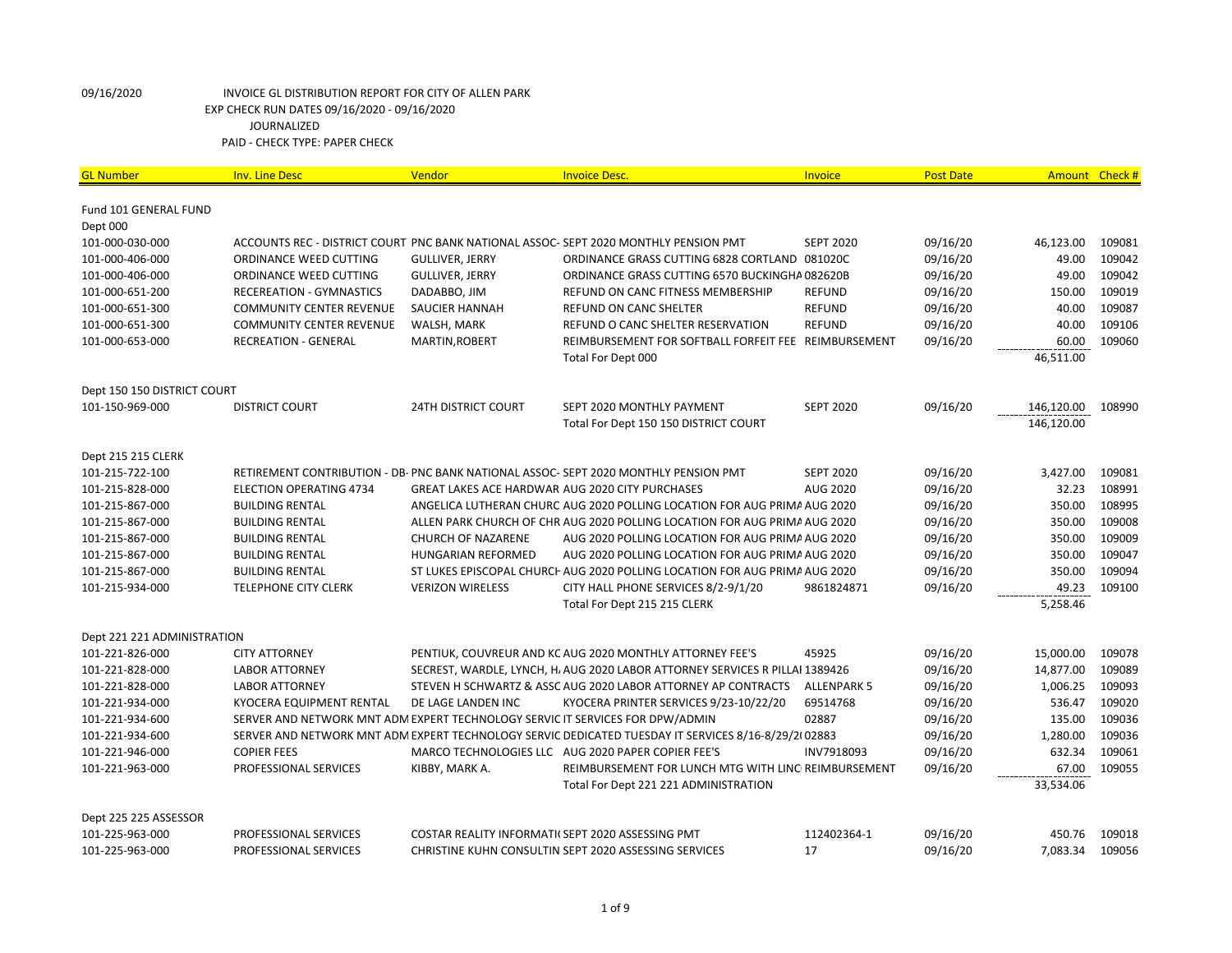09/16/2020 INVOICE GL DISTRIBUTION REPORT FOR CITY OF ALLEN PARK
EXP CHECK RUN DATES 09/16/2020 - 09/16/2020
JOURNALIZED
PAID - CHECK TYPE: PAPER CHECK

| GL Number | Inv. Line Desc | Vendor | Invoice Desc. | Invoice | Post Date | Amount | Check # |
|---|---|---|---|---|---|---|---|
| Fund 101 GENERAL FUND | | | | | | | |
| Dept 000 | | | | | | | |
| 101-000-030-000 | ACCOUNTS REC - DISTRICT COURT | PNC BANK NATIONAL ASSOC- | SEPT 2020 MONTHLY PENSION PMT | SEPT 2020 | 09/16/20 | 46,123.00 | 109081 |
| 101-000-406-000 | ORDINANCE WEED CUTTING | GULLIVER, JERRY | ORDINANCE GRASS CUTTING 6828 CORTLAND | 081020C | 09/16/20 | 49.00 | 109042 |
| 101-000-406-000 | ORDINANCE WEED CUTTING | GULLIVER, JERRY | ORDINANCE GRASS CUTTING 6570 BUCKINGHA | 082620B | 09/16/20 | 49.00 | 109042 |
| 101-000-651-200 | RECEREATION - GYMNASTICS | DADABBO, JIM | REFUND ON CANC FITNESS MEMBERSHIP | REFUND | 09/16/20 | 150.00 | 109019 |
| 101-000-651-300 | COMMUNITY CENTER REVENUE | SAUCIER HANNAH | REFUND ON CANC SHELTER | REFUND | 09/16/20 | 40.00 | 109087 |
| 101-000-651-300 | COMMUNITY CENTER REVENUE | WALSH, MARK | REFUND O CANC SHELTER RESERVATION | REFUND | 09/16/20 | 40.00 | 109106 |
| 101-000-653-000 | RECREATION - GENERAL | MARTIN,ROBERT | REIMBURSEMENT FOR SOFTBALL FORFEIT FEE | REIMBURSEMENT | 09/16/20 | 60.00 | 109060 |
| | | | Total For Dept 000 | | | 46,511.00 | |
| Dept 150 150 DISTRICT COURT | | | | | | | |
| 101-150-969-000 | DISTRICT COURT | 24TH DISTRICT COURT | SEPT 2020 MONTHLY PAYMENT | SEPT 2020 | 09/16/20 | 146,120.00 | 108990 |
| | | | Total For Dept 150 150 DISTRICT COURT | | | 146,120.00 | |
| Dept 215 215 CLERK | | | | | | | |
| 101-215-722-100 | RETIREMENT CONTRIBUTION - DB- | PNC BANK NATIONAL ASSOC- | SEPT 2020 MONTHLY PENSION PMT | SEPT 2020 | 09/16/20 | 3,427.00 | 109081 |
| 101-215-828-000 | ELECTION OPERATING 4734 | GREAT LAKES ACE HARDWAR | AUG 2020 CITY PURCHASES | AUG 2020 | 09/16/20 | 32.23 | 108991 |
| 101-215-867-000 | BUILDING RENTAL | ANGELICA LUTHERAN CHURC | AUG 2020 POLLING LOCATION FOR AUG PRIMA | AUG 2020 | 09/16/20 | 350.00 | 108995 |
| 101-215-867-000 | BUILDING RENTAL | ALLEN PARK CHURCH OF CHR | AUG 2020 POLLING LOCATION FOR AUG PRIMA | AUG 2020 | 09/16/20 | 350.00 | 109008 |
| 101-215-867-000 | BUILDING RENTAL | CHURCH OF NAZARENE | AUG 2020 POLLING LOCATION FOR AUG PRIMA | AUG 2020 | 09/16/20 | 350.00 | 109009 |
| 101-215-867-000 | BUILDING RENTAL | HUNGARIAN REFORMED | AUG 2020 POLLING LOCATION FOR AUG PRIMA | AUG 2020 | 09/16/20 | 350.00 | 109047 |
| 101-215-867-000 | BUILDING RENTAL | ST LUKES EPISCOPAL CHURCH | AUG 2020 POLLING LOCATION FOR AUG PRIMA | AUG 2020 | 09/16/20 | 350.00 | 109094 |
| 101-215-934-000 | TELEPHONE CITY CLERK | VERIZON WIRELESS | CITY HALL PHONE SERVICES 8/2-9/1/20 | 9861824871 | 09/16/20 | 49.23 | 109100 |
| | | | Total For Dept 215 215 CLERK | | | 5,258.46 | |
| Dept 221 221 ADMINISTRATION | | | | | | | |
| 101-221-826-000 | CITY ATTORNEY | PENTIUK, COUVREUR AND KC | AUG 2020 MONTHLY ATTORNEY FEE'S | 45925 | 09/16/20 | 15,000.00 | 109078 |
| 101-221-828-000 | LABOR ATTORNEY | SECREST, WARDLE, LYNCH, H. | AUG 2020 LABOR ATTORNEY SERVICES R PILLAI | 1389426 | 09/16/20 | 14,877.00 | 109089 |
| 101-221-828-000 | LABOR ATTORNEY | STEVEN H SCHWARTZ & ASSC | AUG 2020 LABOR ATTORNEY AP CONTRACTS | ALLENPARK 5 | 09/16/20 | 1,006.25 | 109093 |
| 101-221-934-000 | KYOCERA EQUIPMENT RENTAL | DE LAGE LANDEN INC | KYOCERA PRINTER SERVICES 9/23-10/22/20 | 69514768 | 09/16/20 | 536.47 | 109020 |
| 101-221-934-600 | SERVER AND NETWORK MNT ADM | EXPERT TECHNOLOGY SERVIC | IT SERVICES FOR DPW/ADMIN | 02887 | 09/16/20 | 135.00 | 109036 |
| 101-221-934-600 | SERVER AND NETWORK MNT ADM | EXPERT TECHNOLOGY SERVIC | DEDICATED TUESDAY IT SERVICES 8/16-8/29/20 | 02883 | 09/16/20 | 1,280.00 | 109036 |
| 101-221-946-000 | COPIER FEES | MARCO TECHNOLOGIES LLC | AUG 2020 PAPER COPIER FEE'S | INV7918093 | 09/16/20 | 632.34 | 109061 |
| 101-221-963-000 | PROFESSIONAL SERVICES | KIBBY, MARK A. | REIMBURSEMENT FOR LUNCH MTG WITH LINC | REIMBURSEMENT | 09/16/20 | 67.00 | 109055 |
| | | | Total For Dept 221 221 ADMINISTRATION | | | 33,534.06 | |
| Dept 225 225 ASSESSOR | | | | | | | |
| 101-225-963-000 | PROFESSIONAL SERVICES | COSTAR REALITY INFORMATI | SEPT 2020 ASSESSING PMT | 112402364-1 | 09/16/20 | 450.76 | 109018 |
| 101-225-963-000 | PROFESSIONAL SERVICES | CHRISTINE KUHN CONSULTIN | SEPT 2020 ASSESSING SERVICES | 17 | 09/16/20 | 7,083.34 | 109056 |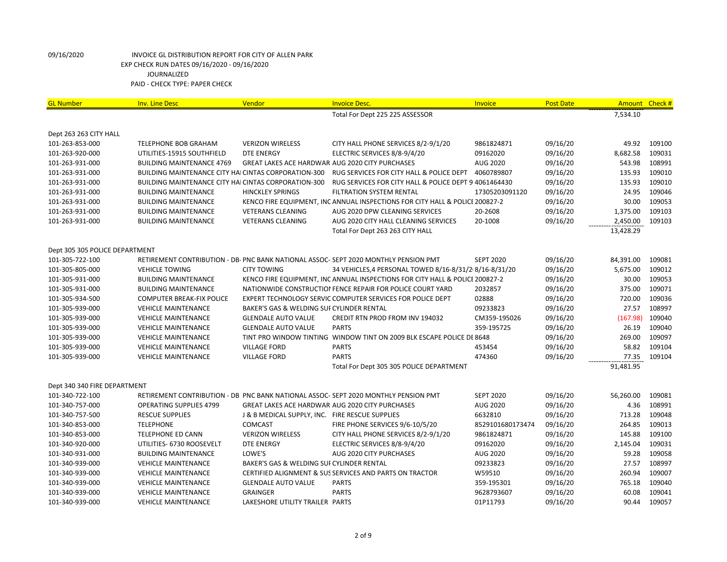09/16/2020 INVOICE GL DISTRIBUTION REPORT FOR CITY OF ALLEN PARK
EXP CHECK RUN DATES 09/16/2020 - 09/16/2020
JOURNALIZED
PAID - CHECK TYPE: PAPER CHECK

| GL Number | Inv. Line Desc | Vendor | Invoice Desc. | Invoice | Post Date | Amount | Check # |
|---|---|---|---|---|---|---|---|
| | | | Total For Dept 225 225 ASSESSOR | | | 7,534.10 | |
| Dept 263 263 CITY HALL | | | | | | | |
| 101-263-853-000 | TELEPHONE BOB GRAHAM | VERIZON WIRELESS | CITY HALL PHONE SERVICES 8/2-9/1/20 | 9861824871 | 09/16/20 | 49.92 | 109100 |
| 101-263-920-000 | UTILITIES-15915 SOUTHFIELD | DTE ENERGY | ELECTRIC SERVICES 8/8-9/4/20 | 09162020 | 09/16/20 | 8,682.58 | 109031 |
| 101-263-931-000 | BUILDING MAINTENANCE 4769 | GREAT LAKES ACE HARDWAR | AUG 2020 CITY PURCHASES | AUG 2020 | 09/16/20 | 543.98 | 108991 |
| 101-263-931-000 | BUILDING MAINTENANCE CITY HAI | CINTAS CORPORATION-300 | RUG SERVICES FOR CITY HALL & POLICE DEPT | 4060789807 | 09/16/20 | 135.93 | 109010 |
| 101-263-931-000 | BUILDING MAINTENANCE CITY HAI | CINTAS CORPORATION-300 | RUG SERVICES FOR CITY HALL & POLICE DEPT 9 | 4061464430 | 09/16/20 | 135.93 | 109010 |
| 101-263-931-000 | BUILDING MAINTENANCE | HINCKLEY SPRINGS | FILTRATION SYSTEM RENTAL | 17305203091120 | 09/16/20 | 24.95 | 109046 |
| 101-263-931-000 | BUILDING MAINTENANCE | KENCO FIRE EQUIPMENT, INC | ANNUAL INSPECTIONS FOR CITY HALL & POLICI | 200827-2 | 09/16/20 | 30.00 | 109053 |
| 101-263-931-000 | BUILDING MAINTENANCE | VETERANS CLEANING | AUG 2020 DPW CLEANING SERVICES | 20-2608 | 09/16/20 | 1,375.00 | 109103 |
| 101-263-931-000 | BUILDING MAINTENANCE | VETERANS CLEANING | AUG 2020 CITY HALL CLEANING SERVICES | 20-1008 | 09/16/20 | 2,450.00 | 109103 |
| | | | Total For Dept 263 263 CITY HALL | | | 13,428.29 | |
| Dept 305 305 POLICE DEPARTMENT | | | | | | | |
| 101-305-722-100 | RETIREMENT CONTRIBUTION - DB- | PNC BANK NATIONAL ASSOC- | SEPT 2020 MONTHLY PENSION PMT | SEPT 2020 | 09/16/20 | 84,391.00 | 109081 |
| 101-305-805-000 | VEHICLE TOWING | CITY TOWING | 34 VEHICLES,4 PERSONAL TOWED 8/16-8/31/2 | 8/16-8/31/20 | 09/16/20 | 5,675.00 | 109012 |
| 101-305-931-000 | BUILDING MAINTENANCE | KENCO FIRE EQUIPMENT, INC | ANNUAL INSPECTIONS FOR CITY HALL & POLICI | 200827-2 | 09/16/20 | 30.00 | 109053 |
| 101-305-931-000 | BUILDING MAINTENANCE | NATIONWIDE CONSTRUCTIOI | FENCE REPAIR FOR POLICE COURT YARD | 2032857 | 09/16/20 | 375.00 | 109071 |
| 101-305-934-500 | COMPUTER BREAK-FIX POLICE | EXPERT TECHNOLOGY SERVIC | COMPUTER SERVICES FOR POLICE DEPT | 02888 | 09/16/20 | 720.00 | 109036 |
| 101-305-939-000 | VEHICLE MAINTENANCE | BAKER'S GAS & WELDING SUI | CYLINDER RENTAL | 09233823 | 09/16/20 | 27.57 | 108997 |
| 101-305-939-000 | VEHICLE MAINTENANCE | GLENDALE AUTO VALUE | CREDIT RTN PROD FROM INV 194032 | CM359-195026 | 09/16/20 | (167.98) | 109040 |
| 101-305-939-000 | VEHICLE MAINTENANCE | GLENDALE AUTO VALUE | PARTS | 359-195725 | 09/16/20 | 26.19 | 109040 |
| 101-305-939-000 | VEHICLE MAINTENANCE | TINT PRO WINDOW TINTING | WINDOW TINT ON 2009 BLK ESCAPE POLICE DI | 8648 | 09/16/20 | 269.00 | 109097 |
| 101-305-939-000 | VEHICLE MAINTENANCE | VILLAGE FORD | PARTS | 453454 | 09/16/20 | 58.82 | 109104 |
| 101-305-939-000 | VEHICLE MAINTENANCE | VILLAGE FORD | PARTS | 474360 | 09/16/20 | 77.35 | 109104 |
| | | | Total For Dept 305 305 POLICE DEPARTMENT | | | 91,481.95 | |
| Dept 340 340 FIRE DEPARTMENT | | | | | | | |
| 101-340-722-100 | RETIREMENT CONTRIBUTION - DB | PNC BANK NATIONAL ASSOC- | SEPT 2020 MONTHLY PENSION PMT | SEPT 2020 | 09/16/20 | 56,260.00 | 109081 |
| 101-340-757-000 | OPERATING SUPPLIES 4799 | GREAT LAKES ACE HARDWAR | AUG 2020 CITY PURCHASES | AUG 2020 | 09/16/20 | 4.36 | 108991 |
| 101-340-757-500 | RESCUE SUPPLIES | J & B MEDICAL SUPPLY, INC. | FIRE RESCUE SUPPLIES | 6632810 | 09/16/20 | 713.28 | 109048 |
| 101-340-853-000 | TELEPHONE | COMCAST | FIRE PHONE SERVICES 9/6-10/5/20 | 8529101680173474 | 09/16/20 | 264.85 | 109013 |
| 101-340-853-000 | TELEPHONE ED CANN | VERIZON WIRELESS | CITY HALL PHONE SERVICES 8/2-9/1/20 | 9861824871 | 09/16/20 | 145.88 | 109100 |
| 101-340-920-000 | UTILITIES- 6730 ROOSEVELT | DTE ENERGY | ELECTRIC SERVICES 8/8-9/4/20 | 09162020 | 09/16/20 | 2,145.04 | 109031 |
| 101-340-931-000 | BUILDING MAINTENANCE | LOWE'S | AUG 2020 CITY PURCHASES | AUG 2020 | 09/16/20 | 59.28 | 109058 |
| 101-340-939-000 | VEHICLE MAINTENANCE | BAKER'S GAS & WELDING SUI | CYLINDER RENTAL | 09233823 | 09/16/20 | 27.57 | 108997 |
| 101-340-939-000 | VEHICLE MAINTENANCE | CERTIFIED ALIGNMENT & SUS | SERVICES AND PARTS ON TRACTOR | W59510 | 09/16/20 | 260.94 | 109007 |
| 101-340-939-000 | VEHICLE MAINTENANCE | GLENDALE AUTO VALUE | PARTS | 359-195301 | 09/16/20 | 765.18 | 109040 |
| 101-340-939-000 | VEHICLE MAINTENANCE | GRAINGER | PARTS | 9628793607 | 09/16/20 | 60.08 | 109041 |
| 101-340-939-000 | VEHICLE MAINTENANCE | LAKESHORE UTILITY TRAILER | PARTS | 01P11793 | 09/16/20 | 90.44 | 109057 |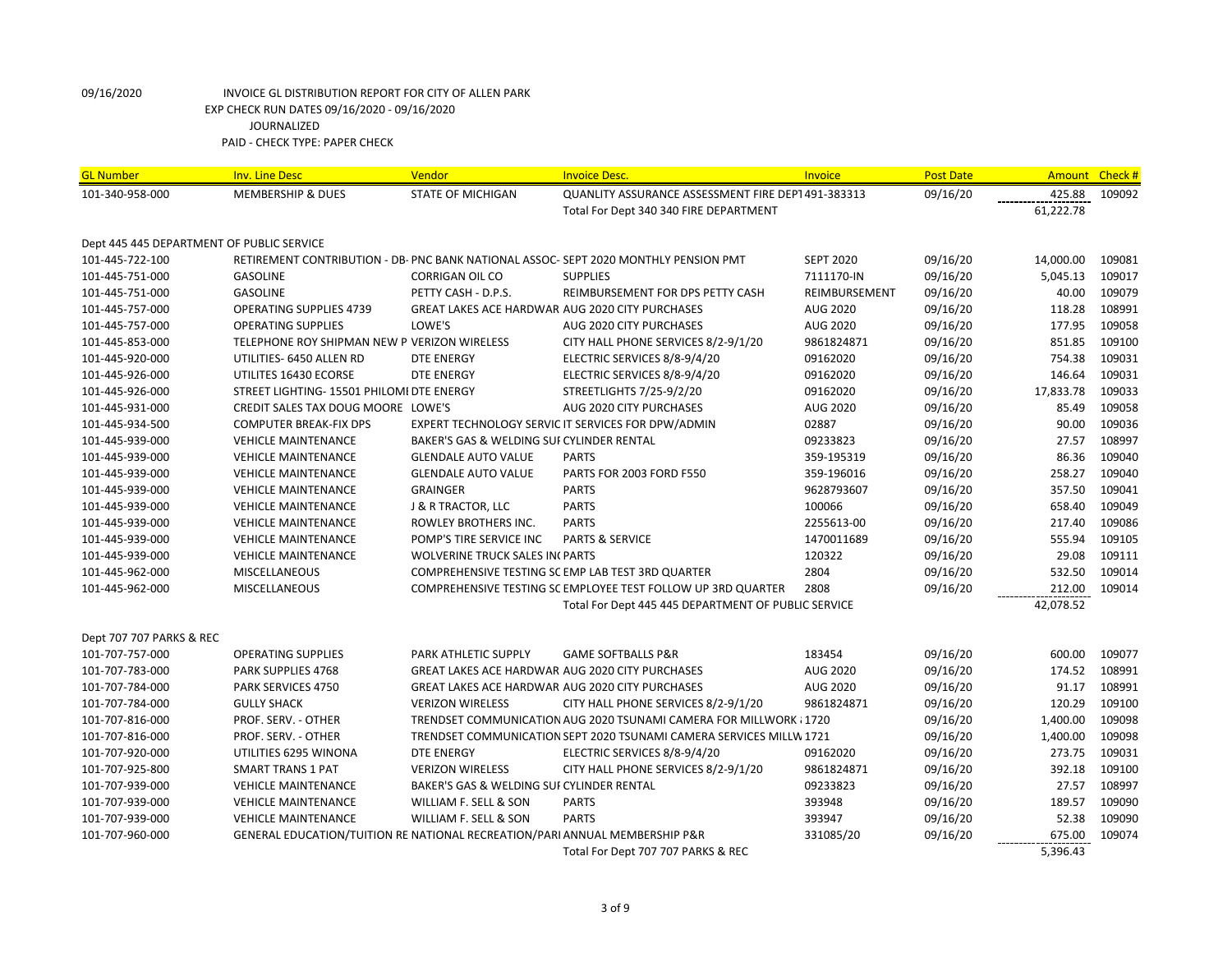09/16/2020 INVOICE GL DISTRIBUTION REPORT FOR CITY OF ALLEN PARK
EXP CHECK RUN DATES 09/16/2020 - 09/16/2020
JOURNALIZED
PAID - CHECK TYPE: PAPER CHECK

| GL Number | Inv. Line Desc | Vendor | Invoice Desc. | Invoice | Post Date | Amount | Check # |
|---|---|---|---|---|---|---|---|
| 101-340-958-000 | MEMBERSHIP & DUES | STATE OF MICHIGAN | QUANLITY ASSURANCE ASSESSMENT FIRE DEPT | 491-383313 | 09/16/20 | 425.88 | 109092 |
| | | | Total For Dept 340 340 FIRE DEPARTMENT | | | 61,222.78 | |
| Dept 445 445 DEPARTMENT OF PUBLIC SERVICE | | | | | | | |
| 101-445-722-100 | RETIREMENT CONTRIBUTION - DB- | PNC BANK NATIONAL ASSOC- | SEPT 2020 MONTHLY PENSION PMT | SEPT 2020 | 09/16/20 | 14,000.00 | 109081 |
| 101-445-751-000 | GASOLINE | CORRIGAN OIL CO | SUPPLIES | 7111170-IN | 09/16/20 | 5,045.13 | 109017 |
| 101-445-751-000 | GASOLINE | PETTY CASH - D.P.S. | REIMBURSEMENT FOR DPS PETTY CASH | REIMBURSEMENT | 09/16/20 | 40.00 | 109079 |
| 101-445-757-000 | OPERATING SUPPLIES 4739 | GREAT LAKES ACE HARDWAR | AUG 2020 CITY PURCHASES | AUG 2020 | 09/16/20 | 118.28 | 108991 |
| 101-445-757-000 | OPERATING SUPPLIES | LOWE'S | AUG 2020 CITY PURCHASES | AUG 2020 | 09/16/20 | 177.95 | 109058 |
| 101-445-853-000 | TELEPHONE ROY SHIPMAN NEW P | VERIZON WIRELESS | CITY HALL PHONE SERVICES 8/2-9/1/20 | 9861824871 | 09/16/20 | 851.85 | 109100 |
| 101-445-920-000 | UTILITIES- 6450 ALLEN RD | DTE ENERGY | ELECTRIC SERVICES 8/8-9/4/20 | 09162020 | 09/16/20 | 754.38 | 109031 |
| 101-445-926-000 | UTILITES 16430 ECORSE | DTE ENERGY | ELECTRIC SERVICES 8/8-9/4/20 | 09162020 | 09/16/20 | 146.64 | 109031 |
| 101-445-926-000 | STREET LIGHTING- 15501 PHILOMI | DTE ENERGY | STREETLIGHTS 7/25-9/2/20 | 09162020 | 09/16/20 | 17,833.78 | 109033 |
| 101-445-931-000 | CREDIT SALES TAX DOUG MOORE | LOWE'S | AUG 2020 CITY PURCHASES | AUG 2020 | 09/16/20 | 85.49 | 109058 |
| 101-445-934-500 | COMPUTER BREAK-FIX DPS | EXPERT TECHNOLOGY SERVIC | IT SERVICES FOR DPW/ADMIN | 02887 | 09/16/20 | 90.00 | 109036 |
| 101-445-939-000 | VEHICLE MAINTENANCE | BAKER'S GAS & WELDING SUI | CYLINDER RENTAL | 09233823 | 09/16/20 | 27.57 | 108997 |
| 101-445-939-000 | VEHICLE MAINTENANCE | GLENDALE AUTO VALUE | PARTS | 359-195319 | 09/16/20 | 86.36 | 109040 |
| 101-445-939-000 | VEHICLE MAINTENANCE | GLENDALE AUTO VALUE | PARTS FOR 2003 FORD F550 | 359-196016 | 09/16/20 | 258.27 | 109040 |
| 101-445-939-000 | VEHICLE MAINTENANCE | GRAINGER | PARTS | 9628793607 | 09/16/20 | 357.50 | 109041 |
| 101-445-939-000 | VEHICLE MAINTENANCE | J & R TRACTOR, LLC | PARTS | 100066 | 09/16/20 | 658.40 | 109049 |
| 101-445-939-000 | VEHICLE MAINTENANCE | ROWLEY BROTHERS INC. | PARTS | 2255613-00 | 09/16/20 | 217.40 | 109086 |
| 101-445-939-000 | VEHICLE MAINTENANCE | POMP'S TIRE SERVICE INC | PARTS & SERVICE | 1470011689 | 09/16/20 | 555.94 | 109105 |
| 101-445-939-000 | VEHICLE MAINTENANCE | WOLVERINE TRUCK SALES INC | PARTS | 120322 | 09/16/20 | 29.08 | 109111 |
| 101-445-962-000 | MISCELLANEOUS | COMPREHENSIVE TESTING SC | EMP LAB TEST 3RD QUARTER | 2804 | 09/16/20 | 532.50 | 109014 |
| 101-445-962-000 | MISCELLANEOUS | COMPREHENSIVE TESTING SC | EMPLOYEE TEST FOLLOW UP 3RD QUARTER | 2808 | 09/16/20 | 212.00 | 109014 |
| | | | Total For Dept 445 445 DEPARTMENT OF PUBLIC SERVICE | | | 42,078.52 | |
| Dept 707 707 PARKS & REC | | | | | | | |
| 101-707-757-000 | OPERATING SUPPLIES | PARK ATHLETIC SUPPLY | GAME SOFTBALLS P&R | 183454 | 09/16/20 | 600.00 | 109077 |
| 101-707-783-000 | PARK SUPPLIES 4768 | GREAT LAKES ACE HARDWAR | AUG 2020 CITY PURCHASES | AUG 2020 | 09/16/20 | 174.52 | 108991 |
| 101-707-784-000 | PARK SERVICES 4750 | GREAT LAKES ACE HARDWAR | AUG 2020 CITY PURCHASES | AUG 2020 | 09/16/20 | 91.17 | 108991 |
| 101-707-784-000 | GULLY SHACK | VERIZON WIRELESS | CITY HALL PHONE SERVICES 8/2-9/1/20 | 9861824871 | 09/16/20 | 120.29 | 109100 |
| 101-707-816-000 | PROF. SERV. - OTHER | TRENDSET COMMUNICATION | AUG 2020 TSUNAMI CAMERA FOR MILLWORK | 1720 | 09/16/20 | 1,400.00 | 109098 |
| 101-707-816-000 | PROF. SERV. - OTHER | TRENDSET COMMUNICATION | SEPT 2020 TSUNAMI CAMERA SERVICES MILLW | 1721 | 09/16/20 | 1,400.00 | 109098 |
| 101-707-920-000 | UTILITIES 6295 WINONA | DTE ENERGY | ELECTRIC SERVICES 8/8-9/4/20 | 09162020 | 09/16/20 | 273.75 | 109031 |
| 101-707-925-800 | SMART TRANS 1 PAT | VERIZON WIRELESS | CITY HALL PHONE SERVICES 8/2-9/1/20 | 9861824871 | 09/16/20 | 392.18 | 109100 |
| 101-707-939-000 | VEHICLE MAINTENANCE | BAKER'S GAS & WELDING SUI | CYLINDER RENTAL | 09233823 | 09/16/20 | 27.57 | 108997 |
| 101-707-939-000 | VEHICLE MAINTENANCE | WILLIAM F. SELL & SON | PARTS | 393948 | 09/16/20 | 189.57 | 109090 |
| 101-707-939-000 | VEHICLE MAINTENANCE | WILLIAM F. SELL & SON | PARTS | 393947 | 09/16/20 | 52.38 | 109090 |
| 101-707-960-000 | GENERAL EDUCATION/TUITION RE | NATIONAL RECREATION/PARI | ANNUAL MEMBERSHIP P&R | 331085/20 | 09/16/20 | 675.00 | 109074 |
| | | | Total For Dept 707 707 PARKS & REC | | | 5,396.43 | |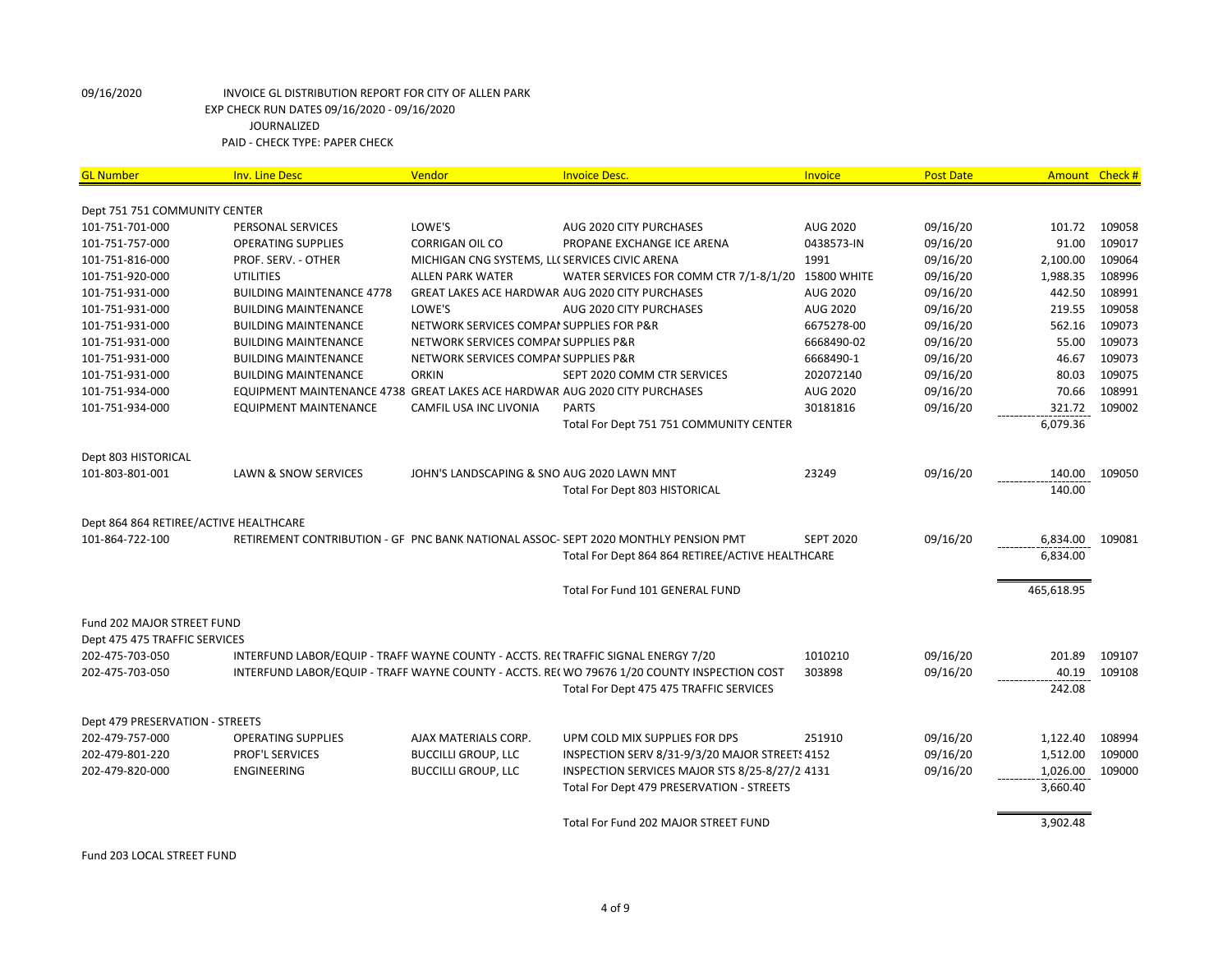09/16/2020 INVOICE GL DISTRIBUTION REPORT FOR CITY OF ALLEN PARK
EXP CHECK RUN DATES 09/16/2020 - 09/16/2020
JOURNALIZED
PAID - CHECK TYPE: PAPER CHECK

| GL Number | Inv. Line Desc | Vendor | Invoice Desc. | Invoice | Post Date | Amount | Check # |
|---|---|---|---|---|---|---|---|
| Dept 751 751 COMMUNITY CENTER | | | | | | | |
| 101-751-701-000 | PERSONAL SERVICES | LOWE'S | AUG 2020 CITY PURCHASES | AUG 2020 | 09/16/20 | 101.72 | 109058 |
| 101-751-757-000 | OPERATING SUPPLIES | CORRIGAN OIL CO | PROPANE EXCHANGE ICE ARENA | 0438573-IN | 09/16/20 | 91.00 | 109017 |
| 101-751-816-000 | PROF. SERV. - OTHER | MICHIGAN CNG SYSTEMS, LL( | SERVICES CIVIC ARENA | 1991 | 09/16/20 | 2,100.00 | 109064 |
| 101-751-920-000 | UTILITIES | ALLEN PARK WATER | WATER SERVICES FOR COMM CTR 7/1-8/1/20 | 15800 WHITE | 09/16/20 | 1,988.35 | 108996 |
| 101-751-931-000 | BUILDING MAINTENANCE 4778 | GREAT LAKES ACE HARDWAR | AUG 2020 CITY PURCHASES | AUG 2020 | 09/16/20 | 442.50 | 108991 |
| 101-751-931-000 | BUILDING MAINTENANCE | LOWE'S | AUG 2020 CITY PURCHASES | AUG 2020 | 09/16/20 | 219.55 | 109058 |
| 101-751-931-000 | BUILDING MAINTENANCE | NETWORK SERVICES COMPAI | SUPPLIES FOR P&R | 6675278-00 | 09/16/20 | 562.16 | 109073 |
| 101-751-931-000 | BUILDING MAINTENANCE | NETWORK SERVICES COMPAI | SUPPLIES P&R | 6668490-02 | 09/16/20 | 55.00 | 109073 |
| 101-751-931-000 | BUILDING MAINTENANCE | NETWORK SERVICES COMPAI | SUPPLIES P&R | 6668490-1 | 09/16/20 | 46.67 | 109073 |
| 101-751-931-000 | BUILDING MAINTENANCE | ORKIN | SEPT 2020 COMM CTR SERVICES | 202072140 | 09/16/20 | 80.03 | 109075 |
| 101-751-934-000 | EQUIPMENT MAINTENANCE 4738 | GREAT LAKES ACE HARDWAR | AUG 2020 CITY PURCHASES | AUG 2020 | 09/16/20 | 70.66 | 108991 |
| 101-751-934-000 | EQUIPMENT MAINTENANCE | CAMFIL USA INC LIVONIA | PARTS | 30181816 | 09/16/20 | 321.72 | 109002 |
| | | | Total For Dept 751 751 COMMUNITY CENTER | | | 6,079.36 | |
| Dept 803 HISTORICAL | | | | | | | |
| 101-803-801-001 | LAWN & SNOW SERVICES | JOHN'S LANDSCAPING & SNO | AUG 2020 LAWN MNT | 23249 | 09/16/20 | 140.00 | 109050 |
| | | | Total For Dept 803 HISTORICAL | | | 140.00 | |
| Dept 864 864 RETIREE/ACTIVE HEALTHCARE | | | | | | | |
| 101-864-722-100 | RETIREMENT CONTRIBUTION - GF | PNC BANK NATIONAL ASSOC- | SEPT 2020 MONTHLY PENSION PMT | SEPT 2020 | 09/16/20 | 6,834.00 | 109081 |
| | | | Total For Dept 864 864 RETIREE/ACTIVE HEALTHCARE | | | 6,834.00 | |
| | | | Total For Fund 101 GENERAL FUND | | | 465,618.95 | |
| Fund 202 MAJOR STREET FUND | | | | | | | |
| Dept 475 475 TRAFFIC SERVICES | | | | | | | |
| 202-475-703-050 | INTERFUND LABOR/EQUIP - TRAFF | WAYNE COUNTY - ACCTS. RE( | TRAFFIC SIGNAL ENERGY 7/20 | 1010210 | 09/16/20 | 201.89 | 109107 |
| 202-475-703-050 | INTERFUND LABOR/EQUIP - TRAFF | WAYNE COUNTY - ACCTS. RE( | WO 79676 1/20 COUNTY INSPECTION COST | 303898 | 09/16/20 | 40.19 | 109108 |
| | | | Total For Dept 475 475 TRAFFIC SERVICES | | | 242.08 | |
| Dept 479 PRESERVATION - STREETS | | | | | | | |
| 202-479-757-000 | OPERATING SUPPLIES | AJAX MATERIALS CORP. | UPM COLD MIX SUPPLIES FOR DPS | 251910 | 09/16/20 | 1,122.40 | 108994 |
| 202-479-801-220 | PROF'L SERVICES | BUCCILLI GROUP, LLC | INSPECTION SERV 8/31-9/3/20 MAJOR STREETS | 4152 | 09/16/20 | 1,512.00 | 109000 |
| 202-479-820-000 | ENGINEERING | BUCCILLI GROUP, LLC | INSPECTION SERVICES MAJOR STS 8/25-8/27/2 | 4131 | 09/16/20 | 1,026.00 | 109000 |
| | | | Total For Dept 479 PRESERVATION - STREETS | | | 3,660.40 | |
| | | | Total For Fund 202 MAJOR STREET FUND | | | 3,902.48 | |

Fund 203 LOCAL STREET FUND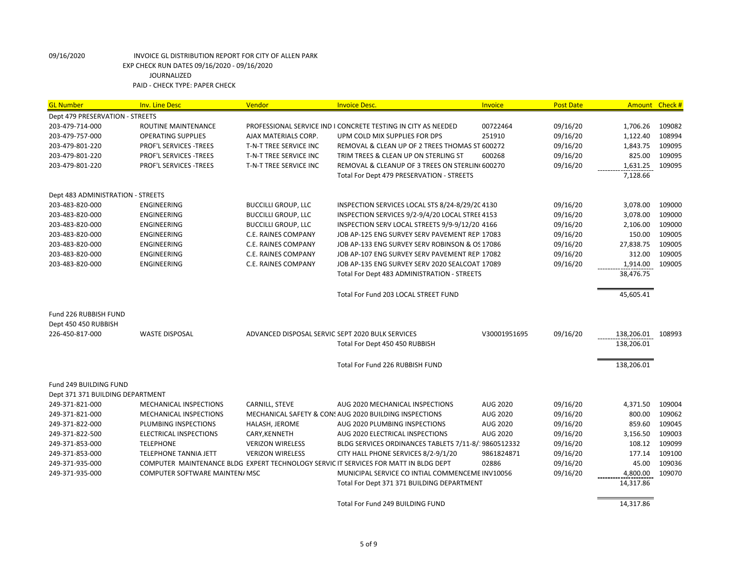09/16/2020 INVOICE GL DISTRIBUTION REPORT FOR CITY OF ALLEN PARK
EXP CHECK RUN DATES 09/16/2020 - 09/16/2020
JOURNALIZED
PAID - CHECK TYPE: PAPER CHECK

| GL Number | Inv. Line Desc | Vendor | Invoice Desc. | Invoice | Post Date | Amount | Check # |
|---|---|---|---|---|---|---|---|
| Dept 479 PRESERVATION - STREETS | | | | | | | |
| 203-479-714-000 | ROUTINE MAINTENANCE | PROFESSIONAL SERVICE IND I | CONCRETE TESTING IN CITY AS NEEDED | 00722464 | 09/16/20 | 1,706.26 | 109082 |
| 203-479-757-000 | OPERATING SUPPLIES | AJAX MATERIALS CORP. | UPM COLD MIX SUPPLIES FOR DPS | 251910 | 09/16/20 | 1,122.40 | 108994 |
| 203-479-801-220 | PROF'L SERVICES -TREES | T-N-T TREE SERVICE INC | REMOVAL & CLEAN UP OF 2 TREES THOMAS ST | 600272 | 09/16/20 | 1,843.75 | 109095 |
| 203-479-801-220 | PROF'L SERVICES -TREES | T-N-T TREE SERVICE INC | TRIM TREES & CLEAN UP ON STERLING ST | 600268 | 09/16/20 | 825.00 | 109095 |
| 203-479-801-220 | PROF'L SERVICES -TREES | T-N-T TREE SERVICE INC | REMOVAL & CLEANUP OF 3 TREES ON STERLIN( | 600270 | 09/16/20 | 1,631.25 | 109095 |
| | | | Total For Dept 479 PRESERVATION - STREETS | | | 7,128.66 | |
| Dept 483 ADMINISTRATION - STREETS | | | | | | | |
| 203-483-820-000 | ENGINEERING | BUCCILLI GROUP, LLC | INSPECTION SERVICES LOCAL STS 8/24-8/29/2C | 4130 | 09/16/20 | 3,078.00 | 109000 |
| 203-483-820-000 | ENGINEERING | BUCCILLI GROUP, LLC | INSPECTION SERVICES 9/2-9/4/20 LOCAL STREE | 4153 | 09/16/20 | 3,078.00 | 109000 |
| 203-483-820-000 | ENGINEERING | BUCCILLI GROUP, LLC | INSPECTION SERV LOCAL STREETS 9/9-9/12/20 | 4166 | 09/16/20 | 2,106.00 | 109000 |
| 203-483-820-000 | ENGINEERING | C.E. RAINES COMPANY | JOB AP-125 ENG SURVEY SERV PAVEMENT REP | 17083 | 09/16/20 | 150.00 | 109005 |
| 203-483-820-000 | ENGINEERING | C.E. RAINES COMPANY | JOB AP-133 ENG SURVEY SERV ROBINSON & OS | 17086 | 09/16/20 | 27,838.75 | 109005 |
| 203-483-820-000 | ENGINEERING | C.E. RAINES COMPANY | JOB AP-107 ENG SURVEY SERV PAVEMENT REP | 17082 | 09/16/20 | 312.00 | 109005 |
| 203-483-820-000 | ENGINEERING | C.E. RAINES COMPANY | JOB AP-135 ENG SURVEY SERV 2020 SEALCOAT | 17089 | 09/16/20 | 1,914.00 | 109005 |
| | | | Total For Dept 483 ADMINISTRATION - STREETS | | | 38,476.75 | |
| | | | Total For Fund 203 LOCAL STREET FUND | | | 45,605.41 | |
| Fund 226 RUBBISH FUND | | | | | | | |
| Dept 450 450 RUBBISH | | | | | | | |
| 226-450-817-000 | WASTE DISPOSAL | ADVANCED DISPOSAL SERVIC | SEPT 2020 BULK SERVICES | V30001951695 | 09/16/20 | 138,206.01 | 108993 |
| | | | Total For Dept 450 450 RUBBISH | | | 138,206.01 | |
| | | | Total For Fund 226 RUBBISH FUND | | | 138,206.01 | |
| Fund 249 BUILDING FUND | | | | | | | |
| Dept 371 371 BUILDING DEPARTMENT | | | | | | | |
| 249-371-821-000 | MECHANICAL INSPECTIONS | CARNILL, STEVE | AUG 2020 MECHANICAL INSPECTIONS | AUG 2020 | 09/16/20 | 4,371.50 | 109004 |
| 249-371-821-000 | MECHANICAL INSPECTIONS | MECHANICAL SAFETY & CONS | AUG 2020 BUILDING INSPECTIONS | AUG 2020 | 09/16/20 | 800.00 | 109062 |
| 249-371-822-000 | PLUMBING INSPECTIONS | HALASH, JEROME | AUG 2020 PLUMBING INSPECTIONS | AUG 2020 | 09/16/20 | 859.60 | 109045 |
| 249-371-822-500 | ELECTRICAL INSPECTIONS | CARY,KENNETH | AUG 2020 ELECTRICAL INSPECTIONS | AUG 2020 | 09/16/20 | 3,156.50 | 109003 |
| 249-371-853-000 | TELEPHONE | VERIZON WIRELESS | BLDG SERVICES ORDINANCES TABLETS 7/11-8/1 | 9860512332 | 09/16/20 | 108.12 | 109099 |
| 249-371-853-000 | TELEPHONE TANNIA JETT | VERIZON WIRELESS | CITY HALL PHONE SERVICES 8/2-9/1/20 | 9861824871 | 09/16/20 | 177.14 | 109100 |
| 249-371-935-000 | COMPUTER MAINTENANCE BLDG | EXPERT TECHNOLOGY SERVIC | IT SERVICES FOR MATT IN BLDG DEPT | 02886 | 09/16/20 | 45.00 | 109036 |
| 249-371-935-000 | COMPUTER SOFTWARE MAINTEN/ | MSC | MUNICIPAL SERVICE CO INTIAL COMMENCEME | INV10056 | 09/16/20 | 4,800.00 | 109070 |
| | | | Total For Dept 371 371 BUILDING DEPARTMENT | | | 14,317.86 | |
| | | | Total For Fund 249 BUILDING FUND | | | 14,317.86 | |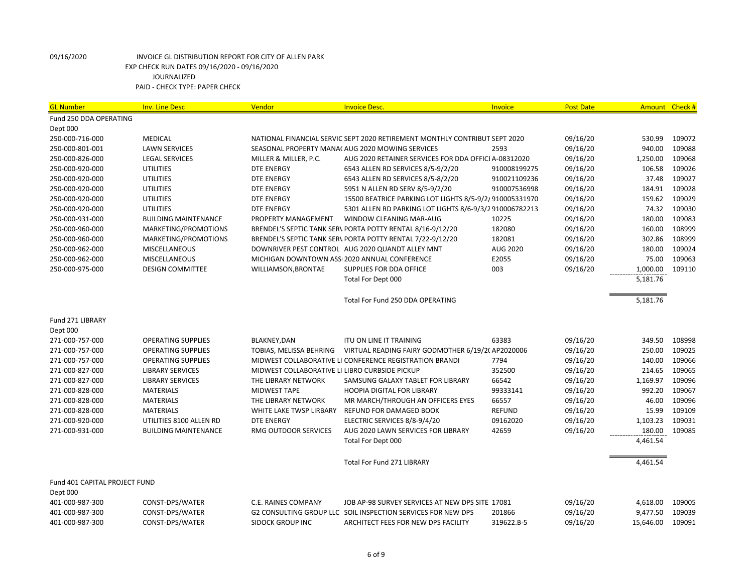09/16/2020 INVOICE GL DISTRIBUTION REPORT FOR CITY OF ALLEN PARK
EXP CHECK RUN DATES 09/16/2020 - 09/16/2020
JOURNALIZED
PAID - CHECK TYPE: PAPER CHECK

| GL Number | Inv. Line Desc | Vendor | Invoice Desc. | Invoice | Post Date | Amount | Check # |
|---|---|---|---|---|---|---|---|
| Fund 250 DDA OPERATING | | | | | | | |
| Dept 000 | | | | | | | |
| 250-000-716-000 | MEDICAL | NATIONAL FINANCIAL SERVIC | SEPT 2020 RETIREMENT MONTHLY CONTRIBUT | SEPT 2020 | 09/16/20 | 530.99 | 109072 |
| 250-000-801-001 | LAWN SERVICES | SEASONAL PROPERTY MANA( | AUG 2020 MOWING SERVICES | 2593 | 09/16/20 | 940.00 | 109088 |
| 250-000-826-000 | LEGAL SERVICES | MILLER & MILLER, P.C. | AUG 2020 RETAINER SERVICES FOR DDA OFFICI | A-08312020 | 09/16/20 | 1,250.00 | 109068 |
| 250-000-920-000 | UTILITIES | DTE ENERGY | 6543 ALLEN RD SERVICES 8/5-9/2/20 | 910008199275 | 09/16/20 | 106.58 | 109026 |
| 250-000-920-000 | UTILITIES | DTE ENERGY | 6543 ALLEN RD SERVICES 8/5-8/2/20 | 910021109236 | 09/16/20 | 37.48 | 109027 |
| 250-000-920-000 | UTILITIES | DTE ENERGY | 5951 N ALLEN RD SERV 8/5-9/2/20 | 910007536998 | 09/16/20 | 184.91 | 109028 |
| 250-000-920-000 | UTILITIES | DTE ENERGY | 15500 BEATRICE PARKING LOT LIGHTS 8/5-9/2/ | 910005331970 | 09/16/20 | 159.62 | 109029 |
| 250-000-920-000 | UTILITIES | DTE ENERGY | 5301 ALLEN RD PARKING LOT LIGHTS 8/6-9/3/2 | 910006782213 | 09/16/20 | 74.32 | 109030 |
| 250-000-931-000 | BUILDING MAINTENANCE | PROPERTY MANAGEMENT | WINDOW CLEANING MAR-AUG | 10225 | 09/16/20 | 180.00 | 109083 |
| 250-000-960-000 | MARKETING/PROMOTIONS | BRENDEL'S SEPTIC TANK SERV | PORTA POTTY RENTAL 8/16-9/12/20 | 182080 | 09/16/20 | 160.00 | 108999 |
| 250-000-960-000 | MARKETING/PROMOTIONS | BRENDEL'S SEPTIC TANK SERV | PORTA POTTY RENTAL 7/22-9/12/20 | 182081 | 09/16/20 | 302.86 | 108999 |
| 250-000-962-000 | MISCELLANEOUS | DOWNRIVER PEST CONTROL | AUG 2020 QUANDT ALLEY MNT | AUG 2020 | 09/16/20 | 180.00 | 109024 |
| 250-000-962-000 | MISCELLANEOUS | MICHIGAN DOWNTOWN ASS | 2020 ANNUAL CONFERENCE | E2055 | 09/16/20 | 75.00 | 109063 |
| 250-000-975-000 | DESIGN COMMITTEE | WILLIAMSON,BRONTAE | SUPPLIES FOR DDA OFFICE | 003 | 09/16/20 | 1,000.00 | 109110 |
| | | | Total For Dept 000 | | | 5,181.76 | |
| | | | Total For Fund 250 DDA OPERATING | | | 5,181.76 | |
| Fund 271 LIBRARY | | | | | | | |
| Dept 000 | | | | | | | |
| 271-000-757-000 | OPERATING SUPPLIES | BLAKNEY,DAN | ITU ON LINE IT TRAINING | 63383 | 09/16/20 | 349.50 | 108998 |
| 271-000-757-000 | OPERATING SUPPLIES | TOBIAS, MELISSA BEHRING | VIRTUAL READING FAIRY GODMOTHER 6/19/2( | AP2020006 | 09/16/20 | 250.00 | 109025 |
| 271-000-757-000 | OPERATING SUPPLIES | MIDWEST COLLABORATIVE LI | CONFERENCE REGISTRATION BRANDI | 7794 | 09/16/20 | 140.00 | 109066 |
| 271-000-827-000 | LIBRARY SERVICES | MIDWEST COLLABORATIVE LI | LIBRO CURBSIDE PICKUP | 352500 | 09/16/20 | 214.65 | 109065 |
| 271-000-827-000 | LIBRARY SERVICES | THE LIBRARY NETWORK | SAMSUNG GALAXY TABLET FOR LIBRARY | 66542 | 09/16/20 | 1,169.97 | 109096 |
| 271-000-828-000 | MATERIALS | MIDWEST TAPE | HOOPIA DIGITAL FOR LIBRARY | 99333141 | 09/16/20 | 992.20 | 109067 |
| 271-000-828-000 | MATERIALS | THE LIBRARY NETWORK | MR MARCH/THROUGH AN OFFICERS EYES | 66557 | 09/16/20 | 46.00 | 109096 |
| 271-000-828-000 | MATERIALS | WHITE LAKE TWSP LIRBARY | REFUND FOR DAMAGED BOOK | REFUND | 09/16/20 | 15.99 | 109109 |
| 271-000-920-000 | UTILITIES 8100 ALLEN RD | DTE ENERGY | ELECTRIC SERVICES 8/8-9/4/20 | 09162020 | 09/16/20 | 1,103.23 | 109031 |
| 271-000-931-000 | BUILDING MAINTENANCE | RMG OUTDOOR SERVICES | AUG 2020 LAWN SERVICES FOR LIBRARY | 42659 | 09/16/20 | 180.00 | 109085 |
| | | | Total For Dept 000 | | | 4,461.54 | |
| | | | Total For Fund 271 LIBRARY | | | 4,461.54 | |
| Fund 401 CAPITAL PROJECT FUND | | | | | | | |
| Dept 000 | | | | | | | |
| 401-000-987-300 | CONST-DPS/WATER | C.E. RAINES COMPANY | JOB AP-98 SURVEY SERVICES AT NEW DPS SITE | 17081 | 09/16/20 | 4,618.00 | 109005 |
| 401-000-987-300 | CONST-DPS/WATER | G2 CONSULTING GROUP LLC | SOIL INSPECTION SERVICES FOR NEW DPS | 201866 | 09/16/20 | 9,477.50 | 109039 |
| 401-000-987-300 | CONST-DPS/WATER | SIDOCK GROUP INC | ARCHITECT FEES FOR NEW DPS FACILITY | 319622.B-5 | 09/16/20 | 15,646.00 | 109091 |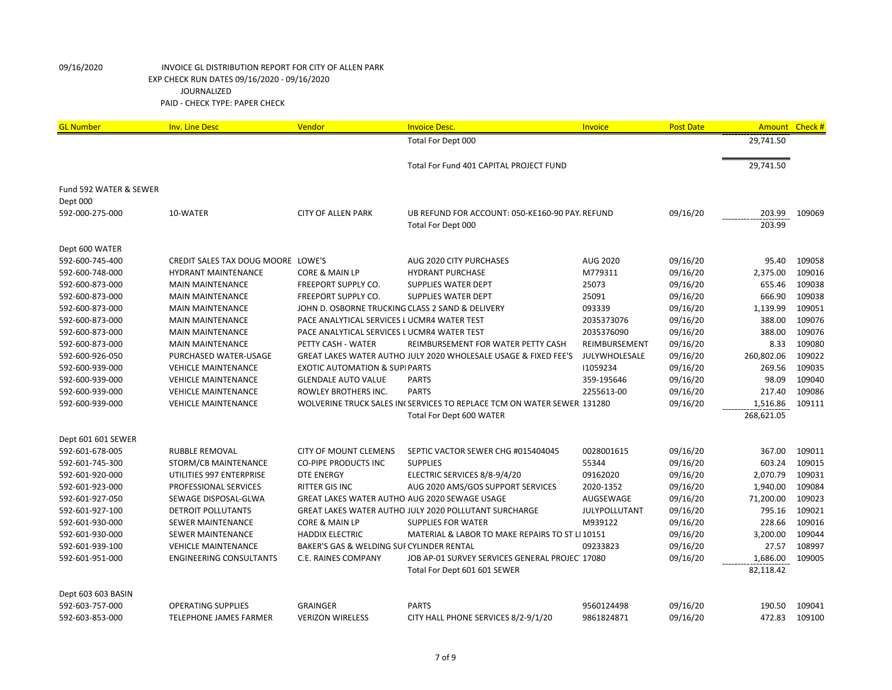09/16/2020 INVOICE GL DISTRIBUTION REPORT FOR CITY OF ALLEN PARK
EXP CHECK RUN DATES 09/16/2020 - 09/16/2020
JOURNALIZED
PAID - CHECK TYPE: PAPER CHECK

| GL Number | Inv. Line Desc | Vendor | Invoice Desc. | Invoice | Post Date | Amount | Check # |
|---|---|---|---|---|---|---|---|
| | | | Total For Dept 000 | | | 29,741.50 | |
| | | | Total For Fund 401 CAPITAL PROJECT FUND | | | 29,741.50 | |
| Fund 592 WATER & SEWER | | | | | | | |
| Dept 000 | | | | | | | |
| 592-000-275-000 | 10-WATER | CITY OF ALLEN PARK | UB REFUND FOR ACCOUNT: 050-KE160-90 PAY. | REFUND | 09/16/20 | 203.99 | 109069 |
| | | | Total For Dept 000 | | | 203.99 | |
| Dept 600 WATER | | | | | | | |
| 592-600-745-400 | CREDIT SALES TAX DOUG MOORE | LOWE'S | AUG 2020 CITY PURCHASES | AUG 2020 | 09/16/20 | 95.40 | 109058 |
| 592-600-748-000 | HYDRANT MAINTENANCE | CORE & MAIN LP | HYDRANT PURCHASE | M779311 | 09/16/20 | 2,375.00 | 109016 |
| 592-600-873-000 | MAIN MAINTENANCE | FREEPORT SUPPLY CO. | SUPPLIES WATER DEPT | 25073 | 09/16/20 | 655.46 | 109038 |
| 592-600-873-000 | MAIN MAINTENANCE | FREEPORT SUPPLY CO. | SUPPLIES WATER DEPT | 25091 | 09/16/20 | 666.90 | 109038 |
| 592-600-873-000 | MAIN MAINTENANCE | JOHN D. OSBORNE TRUCKING | CLASS 2 SAND & DELIVERY | 093339 | 09/16/20 | 1,139.99 | 109051 |
| 592-600-873-000 | MAIN MAINTENANCE | PACE ANALYTICAL SERVICES L | UCMR4 WATER TEST | 2035373076 | 09/16/20 | 388.00 | 109076 |
| 592-600-873-000 | MAIN MAINTENANCE | PACE ANALYTICAL SERVICES L | UCMR4 WATER TEST | 2035376090 | 09/16/20 | 388.00 | 109076 |
| 592-600-873-000 | MAIN MAINTENANCE | PETTY CASH - WATER | REIMBURSEMENT FOR WATER PETTY CASH | REIMBURSEMENT | 09/16/20 | 8.33 | 109080 |
| 592-600-926-050 | PURCHASED WATER-USAGE | GREAT LAKES WATER AUTHO | JULY 2020 WHOLESALE USAGE & FIXED FEE'S | JULYWHOLESALE | 09/16/20 | 260,802.06 | 109022 |
| 592-600-939-000 | VEHICLE MAINTENANCE | EXOTIC AUTOMATION & SUPI | PARTS | I1059234 | 09/16/20 | 269.56 | 109035 |
| 592-600-939-000 | VEHICLE MAINTENANCE | GLENDALE AUTO VALUE | PARTS | 359-195646 | 09/16/20 | 98.09 | 109040 |
| 592-600-939-000 | VEHICLE MAINTENANCE | ROWLEY BROTHERS INC. | PARTS | 2255613-00 | 09/16/20 | 217.40 | 109086 |
| 592-600-939-000 | VEHICLE MAINTENANCE | WOLVERINE TRUCK SALES IN( | SERVICES TO REPLACE TCM ON WATER SEWER | 131280 | 09/16/20 | 1,516.86 | 109111 |
| | | | Total For Dept 600 WATER | | | 268,621.05 | |
| Dept 601 601 SEWER | | | | | | | |
| 592-601-678-005 | RUBBLE REMOVAL | CITY OF MOUNT CLEMENS | SEPTIC VACTOR SEWER CHG #015404045 | 0028001615 | 09/16/20 | 367.00 | 109011 |
| 592-601-745-300 | STORM/CB MAINTENANCE | CO-PIPE PRODUCTS INC | SUPPLIES | 55344 | 09/16/20 | 603.24 | 109015 |
| 592-601-920-000 | UTILITIES 997 ENTERPRISE | DTE ENERGY | ELECTRIC SERVICES 8/8-9/4/20 | 09162020 | 09/16/20 | 2,070.79 | 109031 |
| 592-601-923-000 | PROFESSIONAL SERVICES | RITTER GIS INC | AUG 2020 AMS/GOS SUPPORT SERVICES | 2020-1352 | 09/16/20 | 1,940.00 | 109084 |
| 592-601-927-050 | SEWAGE DISPOSAL-GLWA | GREAT LAKES WATER AUTHO | AUG 2020 SEWAGE USAGE | AUGSEWAGE | 09/16/20 | 71,200.00 | 109023 |
| 592-601-927-100 | DETROIT POLLUTANTS | GREAT LAKES WATER AUTHO | JULY 2020 POLLUTANT SURCHARGE | JULYPOLLUTANT | 09/16/20 | 795.16 | 109021 |
| 592-601-930-000 | SEWER MAINTENANCE | CORE & MAIN LP | SUPPLIES FOR WATER | M939122 | 09/16/20 | 228.66 | 109016 |
| 592-601-930-000 | SEWER MAINTENANCE | HADDIX ELECTRIC | MATERIAL & LABOR TO MAKE REPAIRS TO ST LI | 10151 | 09/16/20 | 3,200.00 | 109044 |
| 592-601-939-100 | VEHICLE MAINTENANCE | BAKER'S GAS & WELDING SUI | CYLINDER RENTAL | 09233823 | 09/16/20 | 27.57 | 108997 |
| 592-601-951-000 | ENGINEERING CONSULTANTS | C.E. RAINES COMPANY | JOB AP-01 SURVEY SERVICES GENERAL PROJEC | 17080 | 09/16/20 | 1,686.00 | 109005 |
| | | | Total For Dept 601 601 SEWER | | | 82,118.42 | |
| Dept 603 603 BASIN | | | | | | | |
| 592-603-757-000 | OPERATING SUPPLIES | GRAINGER | PARTS | 9560124498 | 09/16/20 | 190.50 | 109041 |
| 592-603-853-000 | TELEPHONE JAMES FARMER | VERIZON WIRELESS | CITY HALL PHONE SERVICES 8/2-9/1/20 | 9861824871 | 09/16/20 | 472.83 | 109100 |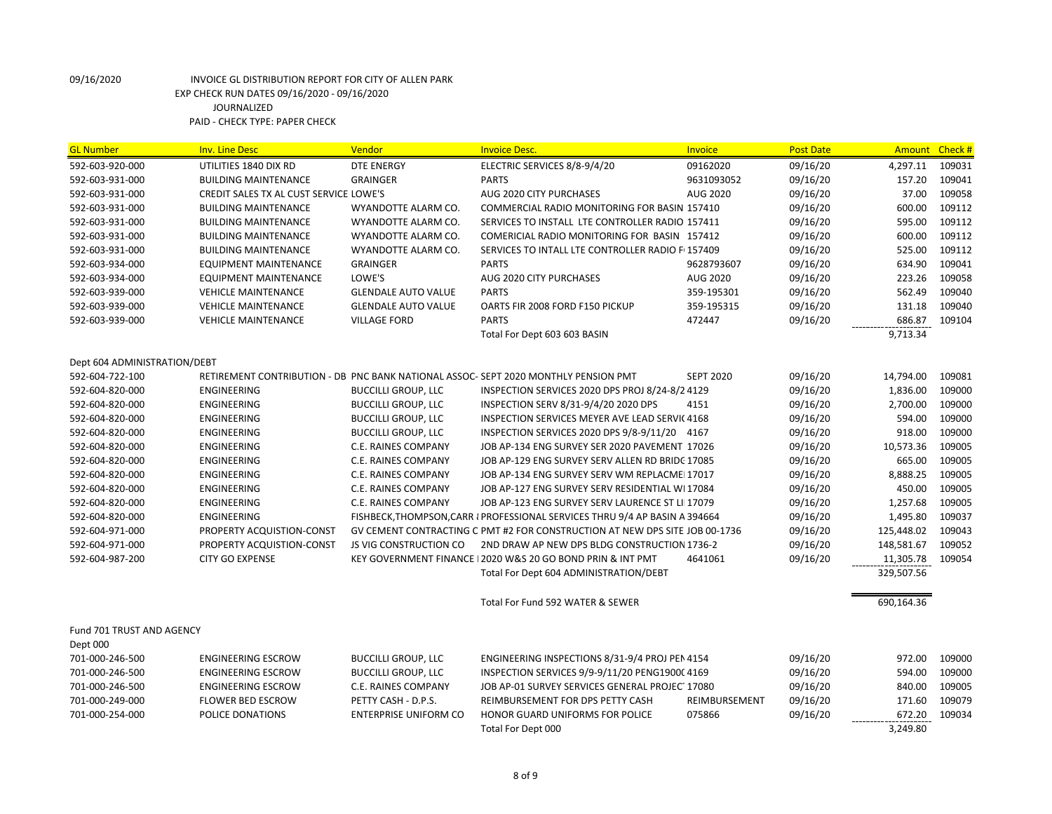09/16/2020 INVOICE GL DISTRIBUTION REPORT FOR CITY OF ALLEN PARK
EXP CHECK RUN DATES 09/16/2020 - 09/16/2020
JOURNALIZED
PAID - CHECK TYPE: PAPER CHECK

| GL Number | Inv. Line Desc | Vendor | Invoice Desc. | Invoice | Post Date | Amount | Check # |
|---|---|---|---|---|---|---|---|
| 592-603-920-000 | UTILITIES 1840 DIX RD | DTE ENERGY | ELECTRIC SERVICES 8/8-9/4/20 | 09162020 | 09/16/20 | 4,297.11 | 109031 |
| 592-603-931-000 | BUILDING MAINTENANCE | GRAINGER | PARTS | 9631093052 | 09/16/20 | 157.20 | 109041 |
| 592-603-931-000 | CREDIT SALES TX AL CUST SERVICE | LOWE'S | AUG 2020 CITY PURCHASES | AUG 2020 | 09/16/20 | 37.00 | 109058 |
| 592-603-931-000 | BUILDING MAINTENANCE | WYANDOTTE ALARM CO. | COMMERCIAL RADIO MONITORING FOR BASIN | 157410 | 09/16/20 | 600.00 | 109112 |
| 592-603-931-000 | BUILDING MAINTENANCE | WYANDOTTE ALARM CO. | SERVICES TO INSTALL LTE CONTROLLER RADIO | 157411 | 09/16/20 | 595.00 | 109112 |
| 592-603-931-000 | BUILDING MAINTENANCE | WYANDOTTE ALARM CO. | COMERICIAL RADIO MONITORING FOR BASIN | 157412 | 09/16/20 | 600.00 | 109112 |
| 592-603-931-000 | BUILDING MAINTENANCE | WYANDOTTE ALARM CO. | SERVICES TO INTALL LTE CONTROLLER RADIO F | 157409 | 09/16/20 | 525.00 | 109112 |
| 592-603-934-000 | EQUIPMENT MAINTENANCE | GRAINGER | PARTS | 9628793607 | 09/16/20 | 634.90 | 109041 |
| 592-603-934-000 | EQUIPMENT MAINTENANCE | LOWE'S | AUG 2020 CITY PURCHASES | AUG 2020 | 09/16/20 | 223.26 | 109058 |
| 592-603-939-000 | VEHICLE MAINTENANCE | GLENDALE AUTO VALUE | PARTS | 359-195301 | 09/16/20 | 562.49 | 109040 |
| 592-603-939-000 | VEHICLE MAINTENANCE | GLENDALE AUTO VALUE | OARTS FIR 2008 FORD F150 PICKUP | 359-195315 | 09/16/20 | 131.18 | 109040 |
| 592-603-939-000 | VEHICLE MAINTENANCE | VILLAGE FORD | PARTS | 472447 | 09/16/20 | 686.87 | 109104 |
| | | | Total For Dept 603 603 BASIN | | | 9,713.34 | |
| Dept 604 ADMINISTRATION/DEBT | | | | | | | |
| 592-604-722-100 | RETIREMENT CONTRIBUTION - DB | PNC BANK NATIONAL ASSOC- | SEPT 2020 MONTHLY PENSION PMT | SEPT 2020 | 09/16/20 | 14,794.00 | 109081 |
| 592-604-820-000 | ENGINEERING | BUCCILLI GROUP, LLC | INSPECTION SERVICES 2020 DPS PROJ 8/24-8/2 | 4129 | 09/16/20 | 1,836.00 | 109000 |
| 592-604-820-000 | ENGINEERING | BUCCILLI GROUP, LLC | INSPECTION SERV 8/31-9/4/20 2020 DPS | 4151 | 09/16/20 | 2,700.00 | 109000 |
| 592-604-820-000 | ENGINEERING | BUCCILLI GROUP, LLC | INSPECTION SERVICES MEYER AVE LEAD SERVI( | 4168 | 09/16/20 | 594.00 | 109000 |
| 592-604-820-000 | ENGINEERING | BUCCILLI GROUP, LLC | INSPECTION SERVICES 2020 DPS 9/8-9/11/20 | 4167 | 09/16/20 | 918.00 | 109000 |
| 592-604-820-000 | ENGINEERING | C.E. RAINES COMPANY | JOB AP-134 ENG SURVEY SER 2020 PAVEMENT | 17026 | 09/16/20 | 10,573.36 | 109005 |
| 592-604-820-000 | ENGINEERING | C.E. RAINES COMPANY | JOB AP-129 ENG SURVEY SERV ALLEN RD BRIDC | 17085 | 09/16/20 | 665.00 | 109005 |
| 592-604-820-000 | ENGINEERING | C.E. RAINES COMPANY | JOB AP-134 ENG SURVEY SERV WM REPLACME | 17017 | 09/16/20 | 8,888.25 | 109005 |
| 592-604-820-000 | ENGINEERING | C.E. RAINES COMPANY | JOB AP-127 ENG SURVEY SERV RESIDENTIAL WI | 17084 | 09/16/20 | 450.00 | 109005 |
| 592-604-820-000 | ENGINEERING | C.E. RAINES COMPANY | JOB AP-123 ENG SURVEY SERV LAURENCE ST LI | 17079 | 09/16/20 | 1,257.68 | 109005 |
| 592-604-820-000 | ENGINEERING | FISHBECK,THOMPSON,CARR { | PROFESSIONAL SERVICES THRU 9/4 AP BASIN A | 394664 | 09/16/20 | 1,495.80 | 109037 |
| 592-604-971-000 | PROPERTY ACQUISTION-CONST | GV CEMENT CONTRACTING C | PMT #2 FOR CONSTRUCTION AT NEW DPS SITE | JOB 00-1736 | 09/16/20 | 125,448.02 | 109043 |
| 592-604-971-000 | PROPERTY ACQUISTION-CONST | JS VIG CONSTRUCTION CO | 2ND DRAW AP NEW DPS BLDG CONSTRUCTION | 1736-2 | 09/16/20 | 148,581.67 | 109052 |
| 592-604-987-200 | CITY GO EXPENSE | KEY GOVERNMENT FINANCE I | 2020 W&S 20 GO BOND PRIN & INT PMT | 4641061 | 09/16/20 | 11,305.78 | 109054 |
| | | | Total For Dept 604 ADMINISTRATION/DEBT | | | 329,507.56 | |
| | | | Total For Fund 592 WATER & SEWER | | | 690,164.36 | |
| Fund 701 TRUST AND AGENCY | | | | | | | |
| Dept 000 | | | | | | | |
| 701-000-246-500 | ENGINEERING ESCROW | BUCCILLI GROUP, LLC | ENGINEERING INSPECTIONS 8/31-9/4 PROJ PEN | 4154 | 09/16/20 | 972.00 | 109000 |
| 701-000-246-500 | ENGINEERING ESCROW | BUCCILLI GROUP, LLC | INSPECTION SERVICES 9/9-9/11/20 PENG1900( | 4169 | 09/16/20 | 594.00 | 109000 |
| 701-000-246-500 | ENGINEERING ESCROW | C.E. RAINES COMPANY | JOB AP-01 SURVEY SERVICES GENERAL PROJEC | 17080 | 09/16/20 | 840.00 | 109005 |
| 701-000-249-000 | FLOWER BED ESCROW | PETTY CASH - D.P.S. | REIMBURSEMENT FOR DPS PETTY CASH | REIMBURSEMENT | 09/16/20 | 171.60 | 109079 |
| 701-000-254-000 | POLICE DONATIONS | ENTERPRISE UNIFORM CO | HONOR GUARD UNIFORMS FOR POLICE | 075866 | 09/16/20 | 672.20 | 109034 |
| | | | Total For Dept 000 | | | 3,249.80 | |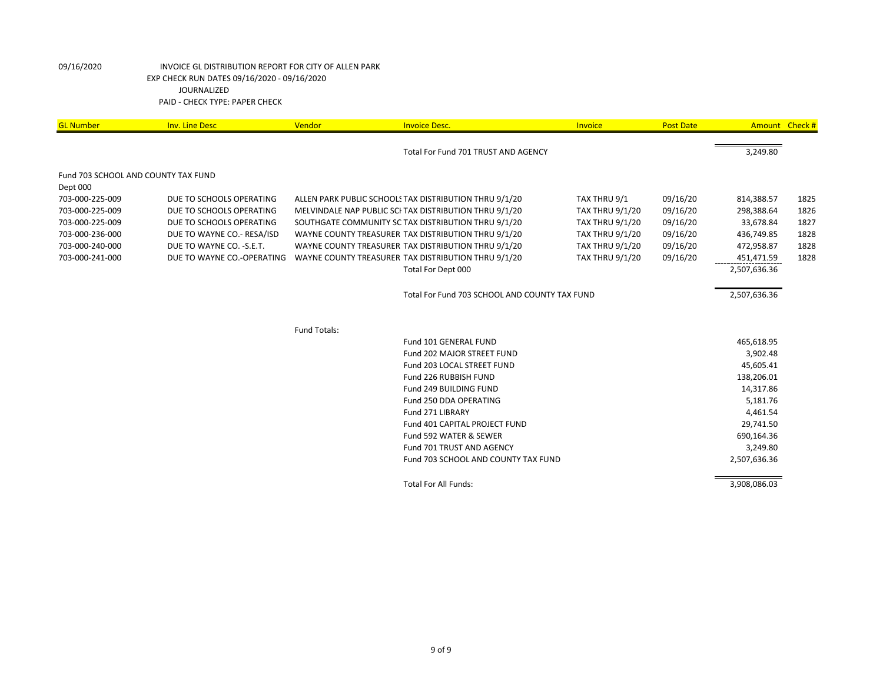09/16/2020 INVOICE GL DISTRIBUTION REPORT FOR CITY OF ALLEN PARK
EXP CHECK RUN DATES 09/16/2020 - 09/16/2020
JOURNALIZED
PAID - CHECK TYPE: PAPER CHECK

| GL Number | Inv. Line Desc | Vendor | Invoice Desc. | Invoice | Post Date | Amount | Check # |
|---|---|---|---|---|---|---|---|
| | | | Total For Fund 701 TRUST AND AGENCY | | | 3,249.80 | |
| Fund 703 SCHOOL AND COUNTY TAX FUND | | | | | | | |
| Dept 000 | | | | | | | |
| 703-000-225-009 | DUE TO SCHOOLS OPERATING | ALLEN PARK PUBLIC SCHOOLS | TAX DISTRIBUTION THRU 9/1/20 | TAX THRU 9/1 | 09/16/20 | 814,388.57 | 1825 |
| 703-000-225-009 | DUE TO SCHOOLS OPERATING | MELVINDALE NAP PUBLIC SCH | TAX DISTRIBUTION THRU 9/1/20 | TAX THRU 9/1/20 | 09/16/20 | 298,388.64 | 1826 |
| 703-000-225-009 | DUE TO SCHOOLS OPERATING | SOUTHGATE COMMUNITY SC | TAX DISTRIBUTION THRU 9/1/20 | TAX THRU 9/1/20 | 09/16/20 | 33,678.84 | 1827 |
| 703-000-236-000 | DUE TO WAYNE CO.- RESA/ISD | WAYNE COUNTY TREASURER | TAX DISTRIBUTION THRU 9/1/20 | TAX THRU 9/1/20 | 09/16/20 | 436,749.85 | 1828 |
| 703-000-240-000 | DUE TO WAYNE CO. -S.E.T. | WAYNE COUNTY TREASURER | TAX DISTRIBUTION THRU 9/1/20 | TAX THRU 9/1/20 | 09/16/20 | 472,958.87 | 1828 |
| 703-000-241-000 | DUE TO WAYNE CO.-OPERATING | WAYNE COUNTY TREASURER | TAX DISTRIBUTION THRU 9/1/20 | TAX THRU 9/1/20 | 09/16/20 | 451,471.59 | 1828 |
| | | | Total For Dept 000 | | | 2,507,636.36 | |
| | | | Total For Fund 703 SCHOOL AND COUNTY TAX FUND | | | 2,507,636.36 | |

| | | |
|---|---|---|
| Fund Totals: | | |
| | Fund 101 GENERAL FUND | 465,618.95 |
| | Fund 202 MAJOR STREET FUND | 3,902.48 |
| | Fund 203 LOCAL STREET FUND | 45,605.41 |
| | Fund 226 RUBBISH FUND | 138,206.01 |
| | Fund 249 BUILDING FUND | 14,317.86 |
| | Fund 250 DDA OPERATING | 5,181.76 |
| | Fund 271 LIBRARY | 4,461.54 |
| | Fund 401 CAPITAL PROJECT FUND | 29,741.50 |
| | Fund 592 WATER & SEWER | 690,164.36 |
| | Fund 701 TRUST AND AGENCY | 3,249.80 |
| | Fund 703 SCHOOL AND COUNTY TAX FUND | 2,507,636.36 |
| | Total For All Funds: | 3,908,086.03 |